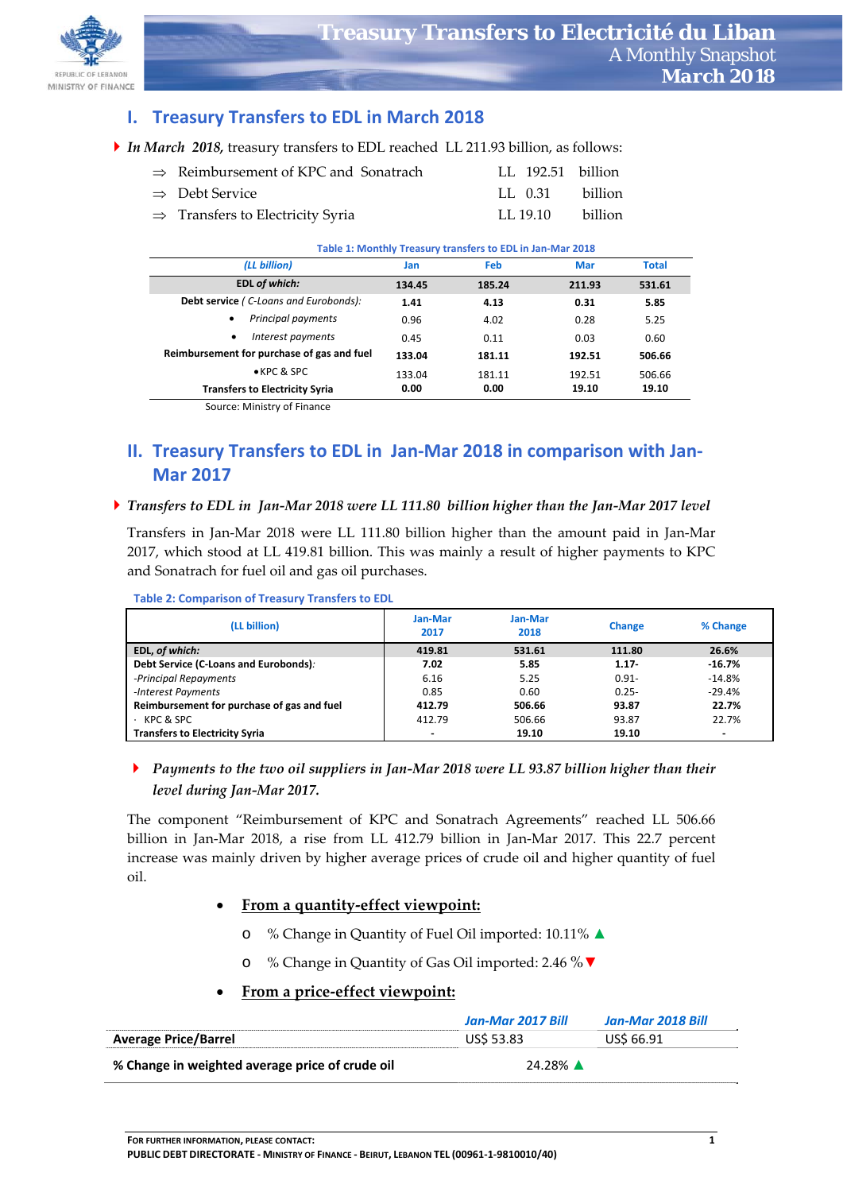# Treasury Transfers to Electricité du Liban

A Monthly Snapshot

**March 2018**

## I. Treasury Transfers to EDL in March 2018

- *In March 2018,* treasury transfers to EDL reached LL 211.93 billion, as follows:
  - ⇒ Reimbursement of KPC and Sonatrach LL 192.51 billion
  - ⇒ Debt Service LL 0.31 billion
  - ⇒ Transfers to Electricity Syria LL 19.10 billion

**Table 1: Monthly Treasury transfers to EDL in Jan-Mar 2018**

| *(LL billion)* | Jan | Feb | Mar | Total |
|---|---|---|---|---|
| **EDL *of which:*** | **134.45** | **185.24** | **211.93** | **531.61** |
| **Debt service** *( C-Loans and Eurobonds):* | **1.41** | **4.13** | **0.31** | **5.85** |
| • *Principal payments* | 0.96 | 4.02 | 0.28 | 5.25 |
| • *Interest payments* | 0.45 | 0.11 | 0.03 | 0.60 |
| **Reimbursement for purchase of gas and fuel** | **133.04** | **181.11** | **192.51** | **506.66** |
| • KPC & SPC | 133.04 | 181.11 | 192.51 | 506.66 |
| **Transfers to Electricity Syria** | **0.00** | **0.00** | **19.10** | **19.10** |

Source: Ministry of Finance

## II. Treasury Transfers to EDL in Jan-Mar 2018 in comparison with Jan-Mar 2017

- *Transfers to EDL in Jan-Mar 2018 were LL 111.80 billion higher than the Jan-Mar 2017 level*

Transfers in Jan-Mar 2018 were LL 111.80 billion higher than the amount paid in Jan-Mar 2017, which stood at LL 419.81 billion. This was mainly a result of higher payments to KPC and Sonatrach for fuel oil and gas oil purchases.

**Table 2: Comparison of Treasury Transfers to EDL**

| (LL billion) | Jan-Mar 2017 | Jan-Mar 2018 | Change | % Change |
|---|---|---|---|---|
| **EDL, *of which:*** | **419.81** | **531.61** | **111.80** | **26.6%** |
| **Debt Service (C-Loans and Eurobonds)***:* | **7.02** | **5.85** | **1.17-** | **-16.7%** |
| *-Principal Repayments* | 6.16 | 5.25 | 0.91- | -14.8% |
| *-Interest Payments* | 0.85 | 0.60 | 0.25- | -29.4% |
| **Reimbursement for purchase of gas and fuel** | **412.79** | **506.66** | **93.87** | **22.7%** |
| · KPC & SPC | 412.79 | 506.66 | 93.87 | 22.7% |
| **Transfers to Electricity Syria** | **-** | **19.10** | **19.10** | **-** |

- *Payments to the two oil suppliers in Jan-Mar 2018 were LL 93.87 billion higher than their level during Jan-Mar 2017.*

The component "Reimbursement of KPC and Sonatrach Agreements" reached LL 506.66 billion in Jan-Mar 2018, a rise from LL 412.79 billion in Jan-Mar 2017. This 22.7 percent increase was mainly driven by higher average prices of crude oil and higher quantity of fuel oil.

- **From a quantity-effect viewpoint:**
  - % Change in Quantity of Fuel Oil imported: 10.11% ▲
  - % Change in Quantity of Gas Oil imported: 2.46 %▼
- **From a price-effect viewpoint:**

| | *Jan-Mar 2017 Bill* | *Jan-Mar 2018 Bill* |
|---|---|---|
| **Average Price/Barrel** | US$ 53.83 | US$ 66.91 |
| **% Change in weighted average price of crude oil** | 24.28% ▲ | |

FOR FURTHER INFORMATION, PLEASE CONTACT:
PUBLIC DEBT DIRECTORATE - MINISTRY OF FINANCE - BEIRUT, LEBANON TEL (00961-1-9810010/40)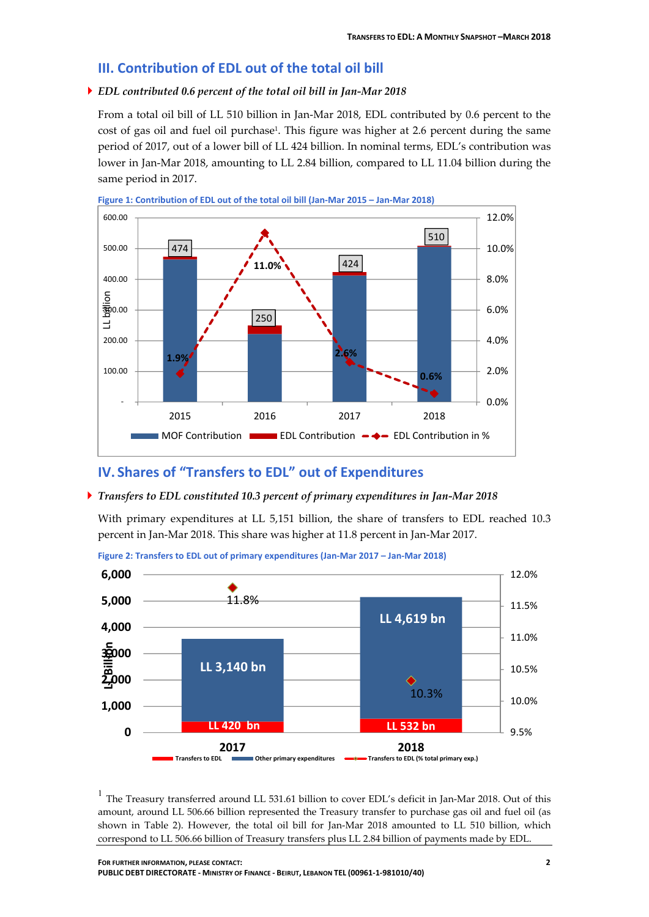## III. Contribution of EDL out of the total oil bill

- *EDL contributed 0.6 percent of the total oil bill in Jan-Mar 2018*

From a total oil bill of LL 510 billion in Jan-Mar 2018, EDL contributed by 0.6 percent to the cost of gas oil and fuel oil purchase[1]. This figure was higher at 2.6 percent during the same period of 2017, out of a lower bill of LL 424 billion. In nominal terms, EDL's contribution was lower in Jan-Mar 2018, amounting to LL 2.84 billion, compared to LL 11.04 billion during the same period in 2017.

Figure 1: Contribution of EDL out of the total oil bill (Jan-Mar 2015 – Jan-Mar 2018)

LL billion
600.00
500.00
400.00
300.00
200.00
100.00
-
12.0%
10.0%
8.0%
6.0%
4.0%
2.0%
0.0%
474
250
424
510
1.9%
11.0%
2.6%
0.6%
2015
2016
2017
2018
MOF Contribution
EDL Contribution
EDL Contribution in %

## IV. Shares of "Transfers to EDL" out of Expenditures

- *Transfers to EDL constituted 10.3 percent of primary expenditures in Jan-Mar 2018*

With primary expenditures at LL 5,151 billion, the share of transfers to EDL reached 10.3 percent in Jan-Mar 2018. This share was higher at 11.8 percent in Jan-Mar 2017.

Figure 2: Transfers to EDL out of primary expenditures (Jan-Mar 2017 – Jan-Mar 2018)

LL Billion
6,000
5,000
4,000
3,000
2,000
1,000
0
12.0%
11.5%
11.0%
10.5%
10.0%
9.5%
11.8%
LL 3,140 bn
LL 420 bn
LL 4,619 bn
10.3%
LL 532 bn
2017
2018
Transfers to EDL
Other primary expenditures
Transfers to EDL (% total primary exp.)

[1] The Treasury transferred around LL 531.61 billion to cover EDL's deficit in Jan-Mar 2018. Out of this amount, around LL 506.66 billion represented the Treasury transfer to purchase gas oil and fuel oil (as shown in Table 2). However, the total oil bill for Jan-Mar 2018 amounted to LL 510 billion, which correspond to LL 506.66 billion of Treasury transfers plus LL 2.84 billion of payments made by EDL.

FOR FURTHER INFORMATION, PLEASE CONTACT:
PUBLIC DEBT DIRECTORATE - MINISTRY OF FINANCE - BEIRUT, LEBANON TEL (00961-1-981010/40)